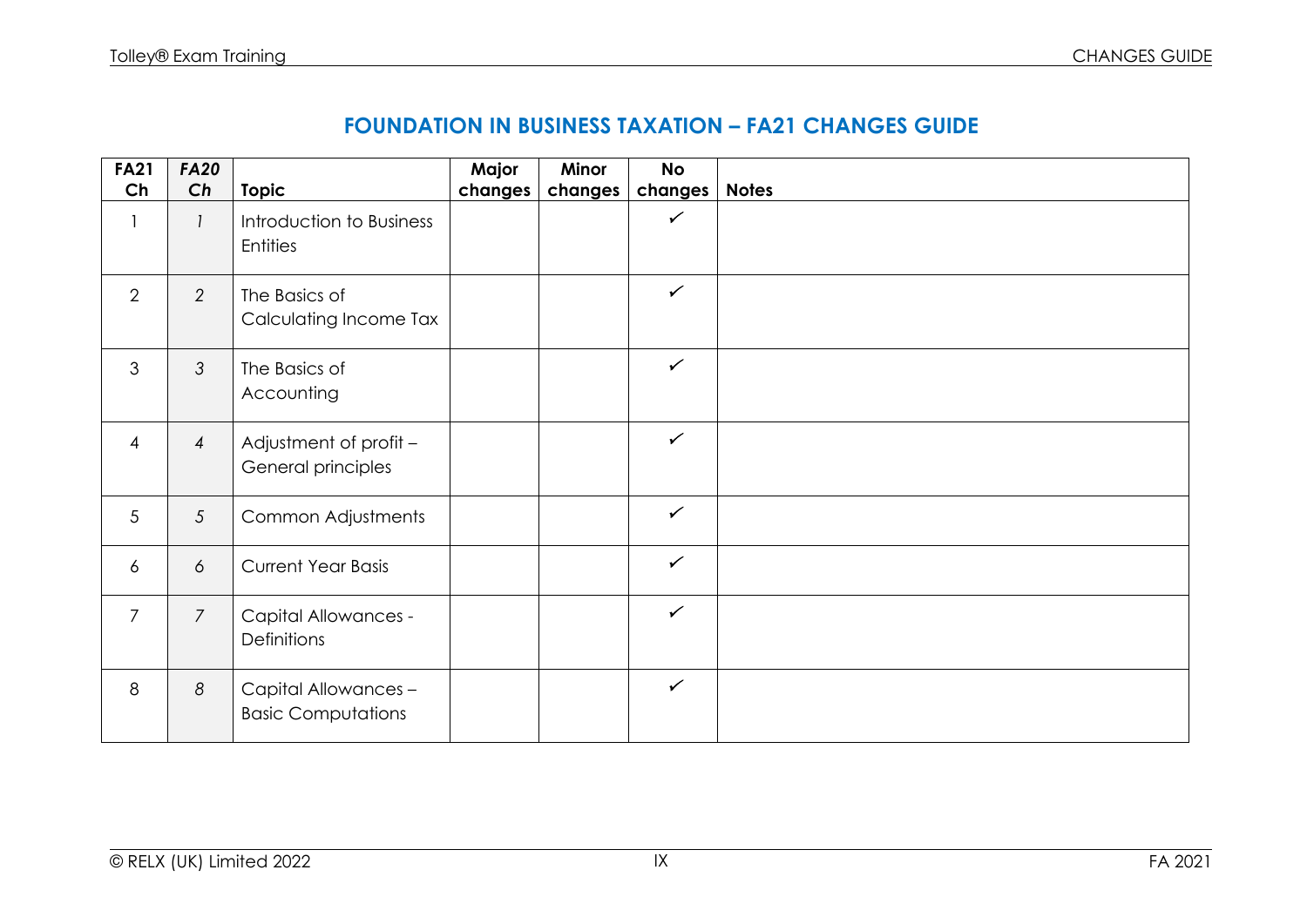# FOUNDATION IN BUSINESS TAXATION – FA21 CHANGES GUIDE

| FA21 Ch | *FA20 Ch* | Topic | Major changes | Minor changes | No changes | Notes |
|---|---|---|---|---|---|---|
| 1 | *1* | Introduction to Business Entities | | | ✓ | |
| 2 | *2* | The Basics of Calculating Income Tax | | | ✓ | |
| 3 | *3* | The Basics of Accounting | | | ✓ | |
| 4 | *4* | Adjustment of profit – General principles | | | ✓ | |
| 5 | *5* | Common Adjustments | | | ✓ | |
| 6 | *6* | Current Year Basis | | | ✓ | |
| 7 | *7* | Capital Allowances - Definitions | | | ✓ | |
| 8 | *8* | Capital Allowances – Basic Computations | | | ✓ | |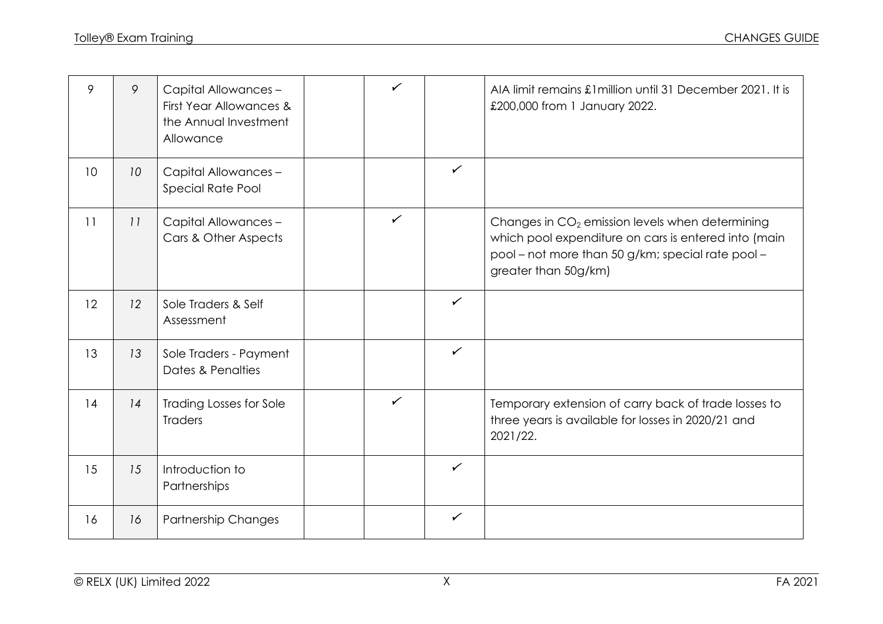| 9 | 9 | Capital Allowances – First Year Allowances & the Annual Investment Allowance | | ✓ | | AIA limit remains £1million until 31 December 2021. It is £200,000 from 1 January 2022. |
|---|---|---|---|---|---|---|
| 10 | 10 | Capital Allowances – Special Rate Pool | | | ✓ | |
| 11 | 11 | Capital Allowances – Cars & Other Aspects | | ✓ | | Changes in $CO_2$ emission levels when determining which pool expenditure on cars is entered into (main pool – not more than 50 g/km; special rate pool – greater than 50g/km) |
| 12 | 12 | Sole Traders & Self Assessment | | | ✓ | |
| 13 | 13 | Sole Traders - Payment Dates & Penalties | | | ✓ | |
| 14 | 14 | Trading Losses for Sole Traders | | ✓ | | Temporary extension of carry back of trade losses to three years is available for losses in 2020/21 and 2021/22. |
| 15 | 15 | Introduction to Partnerships | | | ✓ | |
| 16 | 16 | Partnership Changes | | | ✓ | |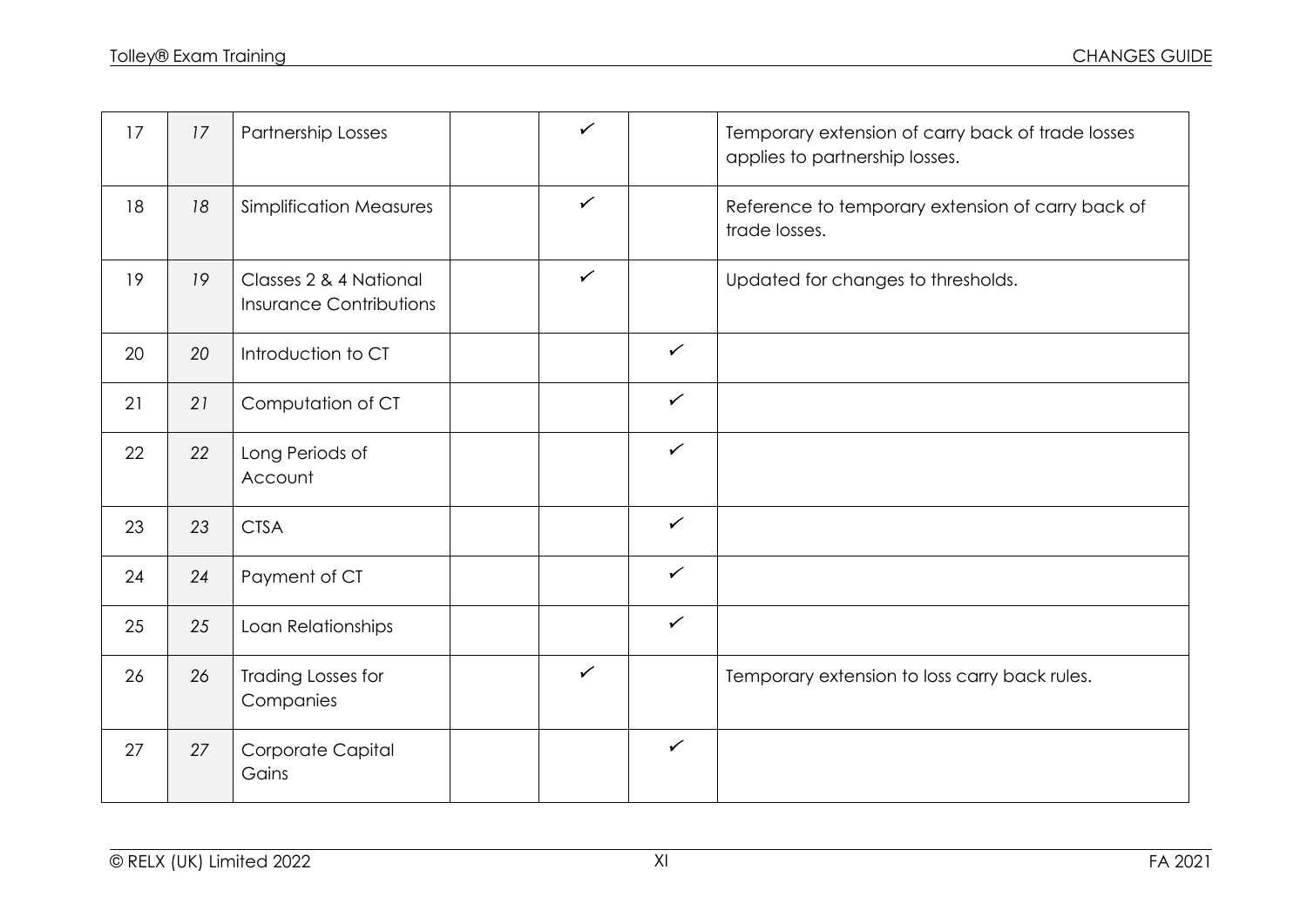| | | | | | | |
|---|---|---|---|---|---|---|
| 17 | *17* | Partnership Losses | | ✓ | | Temporary extension of carry back of trade losses applies to partnership losses. |
| 18 | *18* | Simplification Measures | | ✓ | | Reference to temporary extension of carry back of trade losses. |
| 19 | *19* | Classes 2 & 4 National Insurance Contributions | | ✓ | | Updated for changes to thresholds. |
| 20 | *20* | Introduction to CT | | | ✓ | |
| 21 | *21* | Computation of CT | | | ✓ | |
| 22 | *22* | Long Periods of Account | | | ✓ | |
| 23 | *23* | CTSA | | | ✓ | |
| 24 | *24* | Payment of CT | | | ✓ | |
| 25 | *25* | Loan Relationships | | | ✓ | |
| 26 | *26* | Trading Losses for Companies | | ✓ | | Temporary extension to loss carry back rules. |
| 27 | *27* | Corporate Capital Gains | | | ✓ | |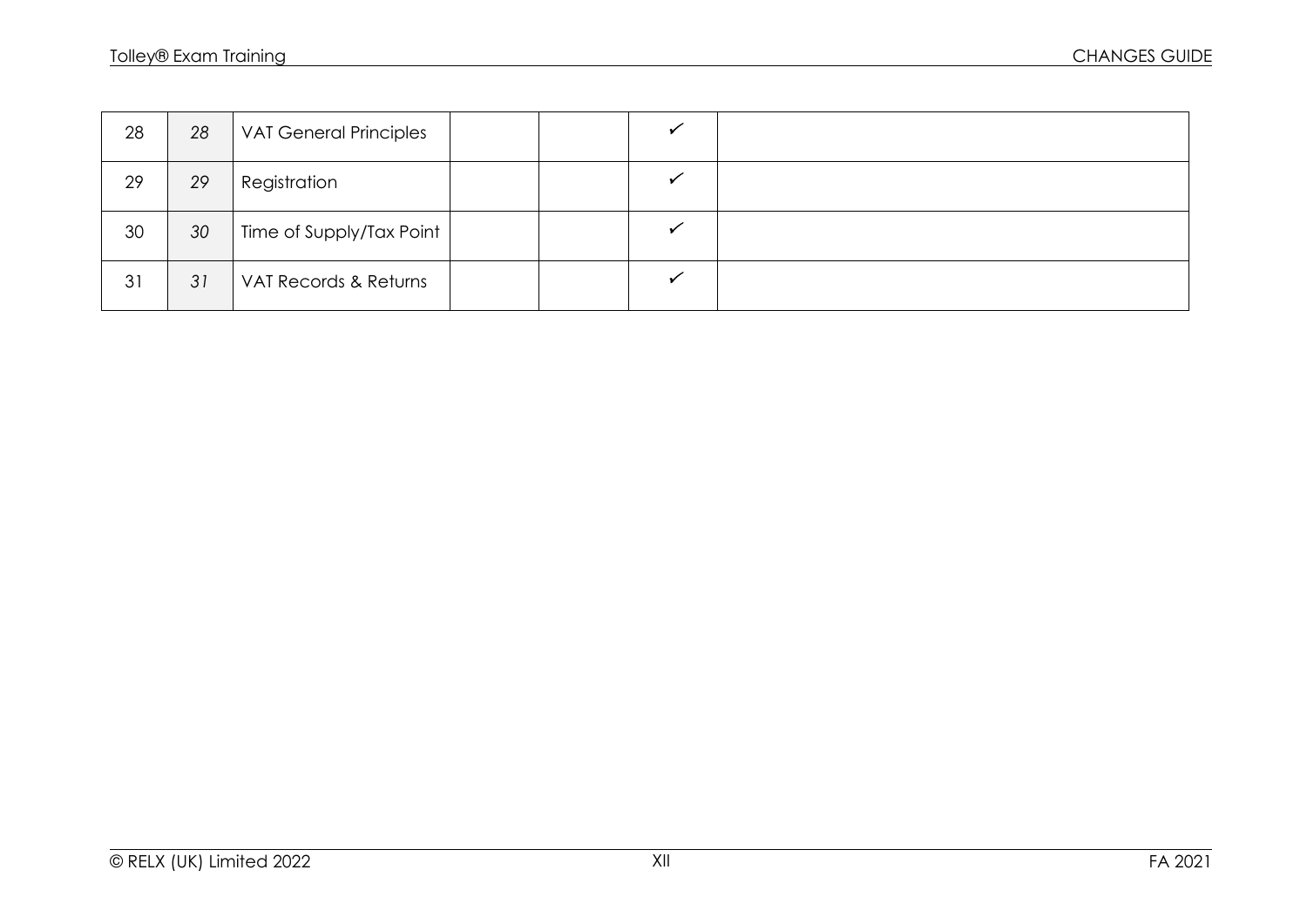| | | | | | | |
|---|---|---|---|---|---|---|
| 28 | 28 | VAT General Principles | | | ✓ | |
| 29 | 29 | Registration | | | ✓ | |
| 30 | 30 | Time of Supply/Tax Point | | | ✓ | |
| 31 | 31 | VAT Records & Returns | | | ✓ | |